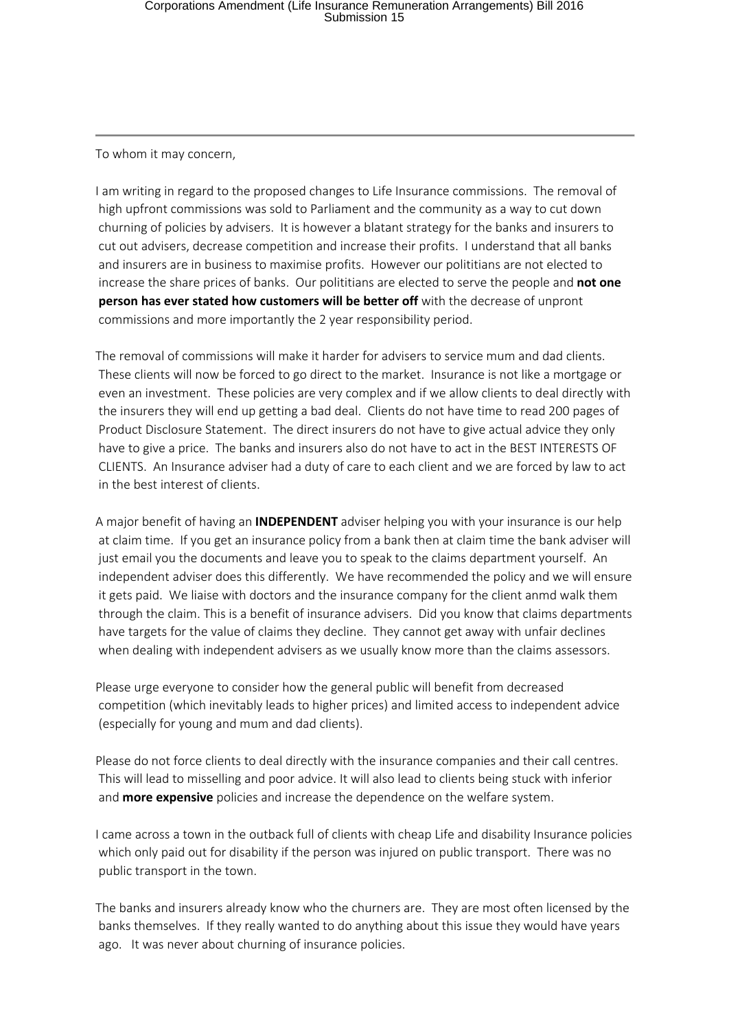To whom it may concern,

I am writing in regard to the proposed changes to Life Insurance commissions. The removal of high upfront commissions was sold to Parliament and the community as a way to cut down churning of policies by advisers. It is however a blatant strategy for the banks and insurers to cut out advisers, decrease competition and increase their profits. I understand that all banks and insurers are in business to maximise profits. However our polititians are not elected to increase the share prices of banks. Our polititians are elected to serve the people and **not one person has ever stated how customers will be better off** with the decrease of unpront commissions and more importantly the 2 year responsibility period.

The removal of commissions will make it harder for advisers to service mum and dad clients. These clients will now be forced to go direct to the market. Insurance is not like a mortgage or even an investment. These policies are very complex and if we allow clients to deal directly with the insurers they will end up getting a bad deal. Clients do not have time to read 200 pages of Product Disclosure Statement. The direct insurers do not have to give actual advice they only have to give a price. The banks and insurers also do not have to act in the BEST INTERESTS OF CLIENTS. An Insurance adviser had a duty of care to each client and we are forced by law to act in the best interest of clients.

A major benefit of having an **INDEPENDENT** adviser helping you with your insurance is our help at claim time. If you get an insurance policy from a bank then at claim time the bank adviser will just email you the documents and leave you to speak to the claims department yourself. An independent adviser does this differently. We have recommended the policy and we will ensure it gets paid. We liaise with doctors and the insurance company for the client anmd walk them through the claim. This is a benefit of insurance advisers. Did you know that claims departments have targets for the value of claims they decline. They cannot get away with unfair declines when dealing with independent advisers as we usually know more than the claims assessors.

Please urge everyone to consider how the general public will benefit from decreased competition (which inevitably leads to higher prices) and limited access to independent advice (especially for young and mum and dad clients).

Please do not force clients to deal directly with the insurance companies and their call centres. This will lead to misselling and poor advice. It will also lead to clients being stuck with inferior and **more expensive** policies and increase the dependence on the welfare system.

I came across a town in the outback full of clients with cheap Life and disability Insurance policies which only paid out for disability if the person was injured on public transport. There was no public transport in the town.

The banks and insurers already know who the churners are. They are most often licensed by the banks themselves. If they really wanted to do anything about this issue they would have years ago. It was never about churning of insurance policies.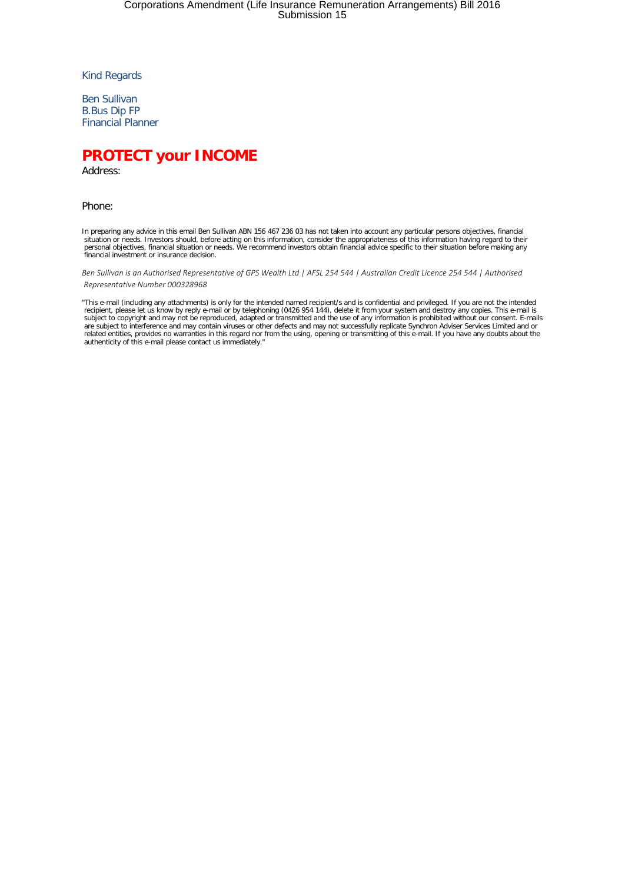Kind Regards

Ben Sullivan
B.Bus Dip FP
Financial Planner

**PROTECT your INCOME**

Address:

Phone:

In preparing any advice in this email Ben Sullivan ABN 156 467 236 03 has not taken into account any particular persons objectives, financial situation or needs. Investors should, before acting on this information, consider the appropriateness of this information having regard to their personal objectives, financial situation or needs. We recommend investors obtain financial advice specific to their situation before making any financial investment or insurance decision.

*Ben Sullivan is an Authorised Representative of GPS Wealth Ltd | AFSL 254 544 | Australian Credit Licence 254 544 | Authorised Representative Number 000328968*

"This e-mail (including any attachments) is only for the intended named recipient/s and is confidential and privileged. If you are not the intended recipient, please let us know by reply e-mail or by telephoning (0426 954 144), delete it from your system and destroy any copies. This e-mail is subject to copyright and may not be reproduced, adapted or transmitted and the use of any information is prohibited without our consent. E-mails are subject to interference and may contain viruses or other defects and may not successfully replicate Synchron Adviser Services Limited and or related entities, provides no warranties in this regard nor from the using, opening or transmitting of this e-mail. If you have any doubts about the authenticity of this e-mail please contact us immediately."